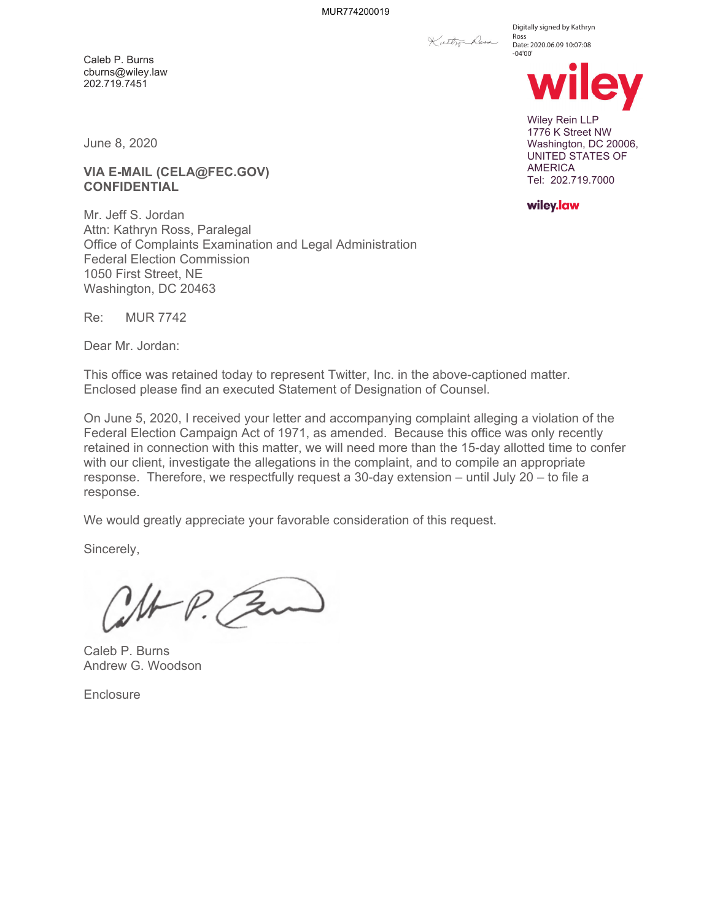Caleb P. Burns
cburns@wiley.law
202.719.7451

Digitally signed by Kathryn Ross
Date: 2020.06.09 10:07:08 -04'00'

wiley

Wiley Rein LLP
1776 K Street NW
Washington, DC 20006,
UNITED STATES OF AMERICA
Tel: 202.719.7000

wiley.law

June 8, 2020

**VIA E-MAIL (CELA@FEC.GOV)**
**CONFIDENTIAL**

Mr. Jeff S. Jordan
Attn: Kathryn Ross, Paralegal
Office of Complaints Examination and Legal Administration
Federal Election Commission
1050 First Street, NE
Washington, DC 20463

Re: MUR 7742

Dear Mr. Jordan:

This office was retained today to represent Twitter, Inc. in the above-captioned matter. Enclosed please find an executed Statement of Designation of Counsel.

On June 5, 2020, I received your letter and accompanying complaint alleging a violation of the Federal Election Campaign Act of 1971, as amended. Because this office was only recently retained in connection with this matter, we will need more than the 15-day allotted time to confer with our client, investigate the allegations in the complaint, and to compile an appropriate response. Therefore, we respectfully request a 30-day extension – until July 20 – to file a response.

We would greatly appreciate your favorable consideration of this request.

Sincerely,

Caleb P. Burns
Andrew G. Woodson

Enclosure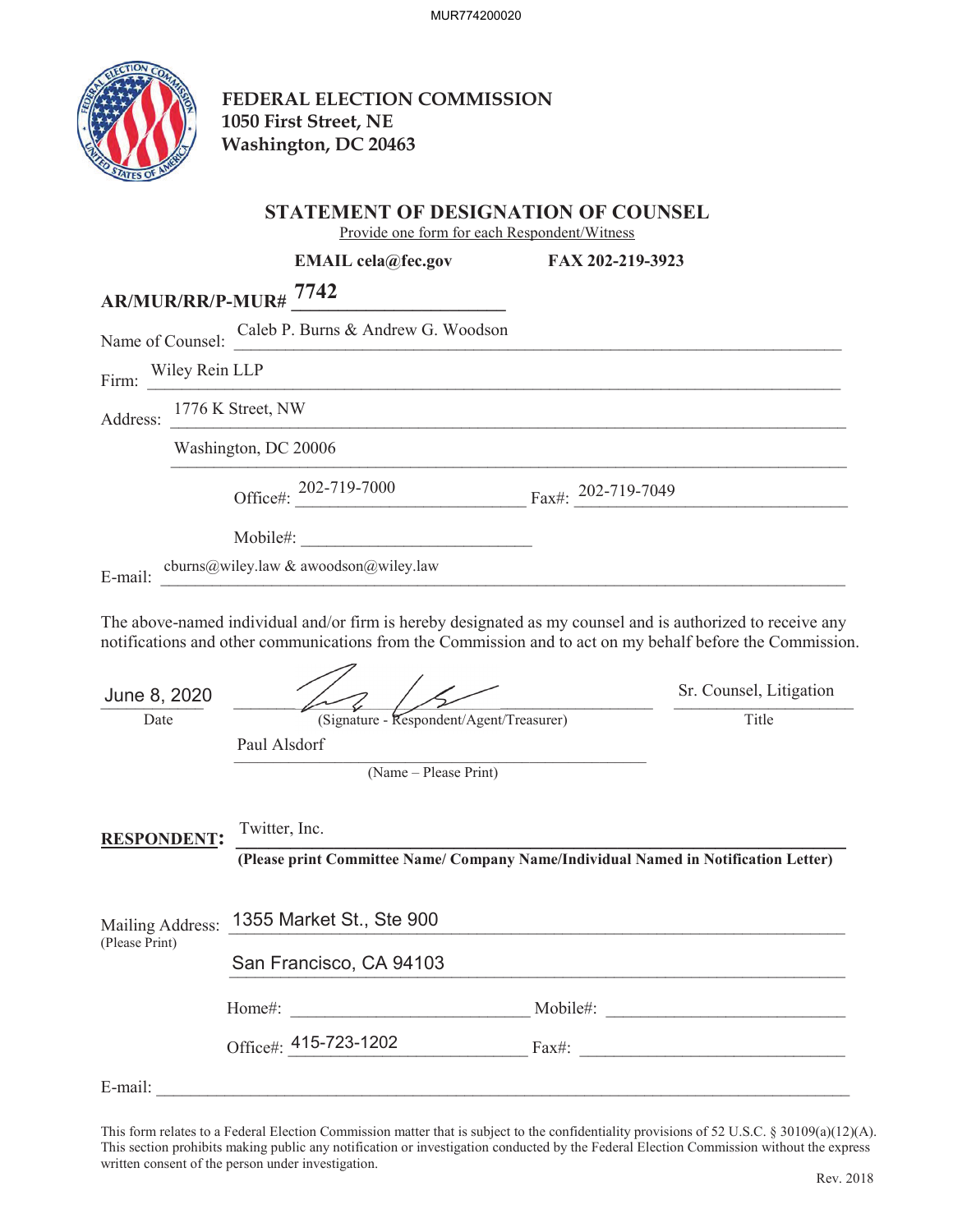MUR774200020

**FEDERAL ELECTION COMMISSION**
**1050 First Street, NE**
**Washington, DC 20463**

## STATEMENT OF DESIGNATION OF COUNSEL

Provide one form for each Respondent/Witness

**EMAIL cela@fec.gov** **FAX 202-219-3923**

**AR/MUR/RR/P-MUR#** 7742

Name of Counsel: Caleb P. Burns & Andrew G. Woodson

Firm: Wiley Rein LLP

Address: 1776 K Street, NW

Washington, DC 20006

Office#: 202-719-7000 Fax#: 202-719-7049

Mobile#:

E-mail: cburns@wiley.law & awoodson@wiley.law

The above-named individual and/or firm is hereby designated as my counsel and is authorized to receive any notifications and other communications from the Commission and to act on my behalf before the Commission.

June 8, 2020
Date

(Signature - Respondent/Agent/Treasurer)

Sr. Counsel, Litigation
Title

Paul Alsdorf
(Name – Please Print)

**RESPONDENT:** Twitter, Inc.
**(Please print Committee Name/ Company Name/Individual Named in Notification Letter)**

Mailing Address: 1355 Market St., Ste 900
(Please Print)
San Francisco, CA 94103

Home#: Mobile#:

Office#: 415-723-1202 Fax#:

E-mail:

This form relates to a Federal Election Commission matter that is subject to the confidentiality provisions of 52 U.S.C. § 30109(a)(12)(A). This section prohibits making public any notification or investigation conducted by the Federal Election Commission without the express written consent of the person under investigation.

Rev. 2018